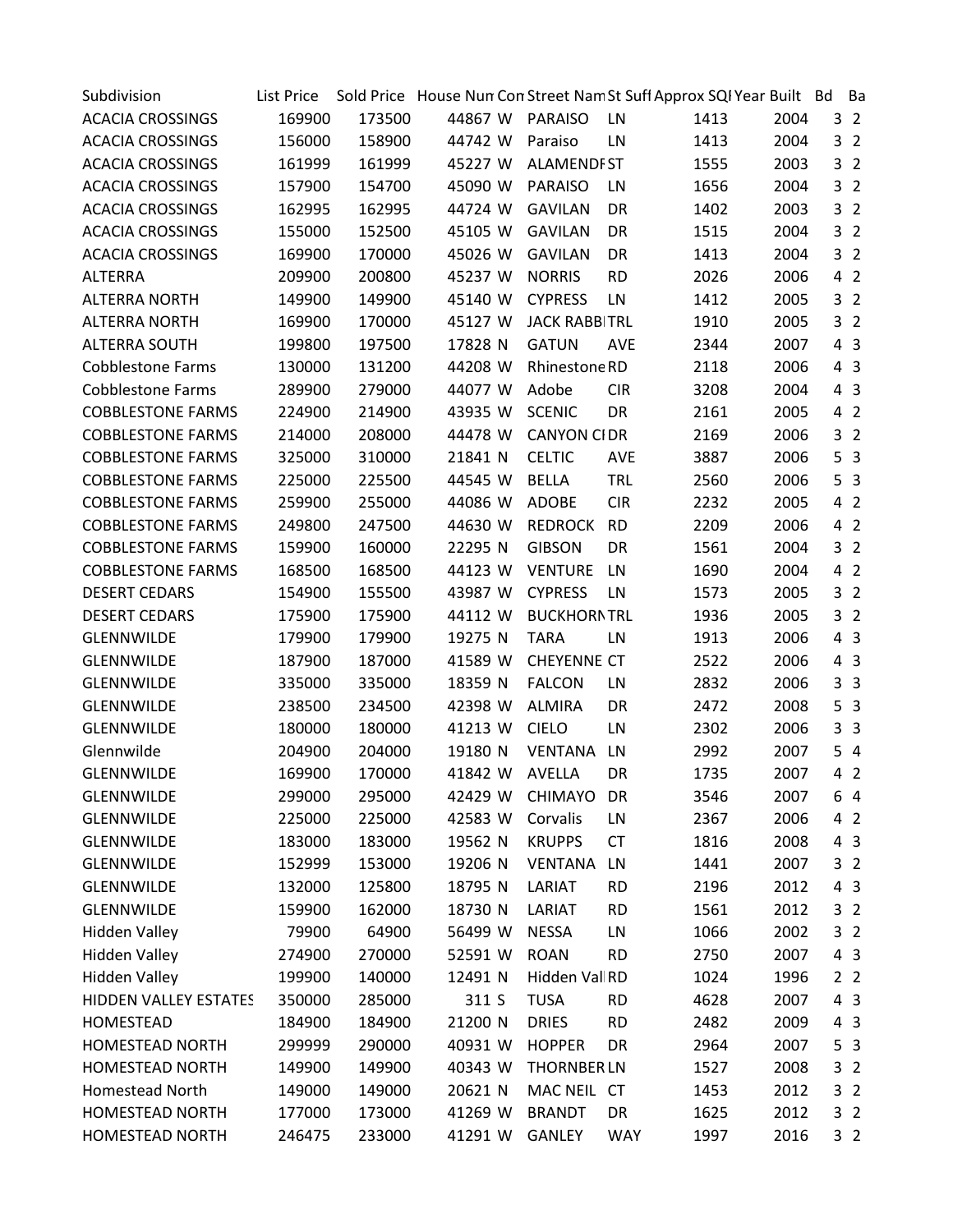| Subdivision | List Price | Sold Price | House Num | Con | Street Nam | St Suff | Approx SQI | Year Built | Bd | Ba |
|---|---|---|---|---|---|---|---|---|---|---|
| ACACIA CROSSINGS | 169900 | 173500 | 44867 | W | PARAISO | LN | 1413 | 2004 | 3 | 2 |
| ACACIA CROSSINGS | 156000 | 158900 | 44742 | W | Paraiso | LN | 1413 | 2004 | 3 | 2 |
| ACACIA CROSSINGS | 161999 | 161999 | 45227 | W | ALAMENDF | ST | 1555 | 2003 | 3 | 2 |
| ACACIA CROSSINGS | 157900 | 154700 | 45090 | W | PARAISO | LN | 1656 | 2004 | 3 | 2 |
| ACACIA CROSSINGS | 162995 | 162995 | 44724 | W | GAVILAN | DR | 1402 | 2003 | 3 | 2 |
| ACACIA CROSSINGS | 155000 | 152500 | 45105 | W | GAVILAN | DR | 1515 | 2004 | 3 | 2 |
| ACACIA CROSSINGS | 169900 | 170000 | 45026 | W | GAVILAN | DR | 1413 | 2004 | 3 | 2 |
| ALTERRA | 209900 | 200800 | 45237 | W | NORRIS | RD | 2026 | 2006 | 4 | 2 |
| ALTERRA NORTH | 149900 | 149900 | 45140 | W | CYPRESS | LN | 1412 | 2005 | 3 | 2 |
| ALTERRA NORTH | 169900 | 170000 | 45127 | W | JACK RABBI | TRL | 1910 | 2005 | 3 | 2 |
| ALTERRA SOUTH | 199800 | 197500 | 17828 | N | GATUN | AVE | 2344 | 2007 | 4 | 3 |
| Cobblestone Farms | 130000 | 131200 | 44208 | W | Rhinestone | RD | 2118 | 2006 | 4 | 3 |
| Cobblestone Farms | 289900 | 279000 | 44077 | W | Adobe | CIR | 3208 | 2004 | 4 | 3 |
| COBBLESTONE FARMS | 224900 | 214900 | 43935 | W | SCENIC | DR | 2161 | 2005 | 4 | 2 |
| COBBLESTONE FARMS | 214000 | 208000 | 44478 | W | CANYON CI | DR | 2169 | 2006 | 3 | 2 |
| COBBLESTONE FARMS | 325000 | 310000 | 21841 | N | CELTIC | AVE | 3887 | 2006 | 5 | 3 |
| COBBLESTONE FARMS | 225000 | 225500 | 44545 | W | BELLA | TRL | 2560 | 2006 | 5 | 3 |
| COBBLESTONE FARMS | 259900 | 255000 | 44086 | W | ADOBE | CIR | 2232 | 2005 | 4 | 2 |
| COBBLESTONE FARMS | 249800 | 247500 | 44630 | W | REDROCK | RD | 2209 | 2006 | 4 | 2 |
| COBBLESTONE FARMS | 159900 | 160000 | 22295 | N | GIBSON | DR | 1561 | 2004 | 3 | 2 |
| COBBLESTONE FARMS | 168500 | 168500 | 44123 | W | VENTURE | LN | 1690 | 2004 | 4 | 2 |
| DESERT CEDARS | 154900 | 155500 | 43987 | W | CYPRESS | LN | 1573 | 2005 | 3 | 2 |
| DESERT CEDARS | 175900 | 175900 | 44112 | W | BUCKHORN | TRL | 1936 | 2005 | 3 | 2 |
| GLENNWILDE | 179900 | 179900 | 19275 | N | TARA | LN | 1913 | 2006 | 4 | 3 |
| GLENNWILDE | 187900 | 187000 | 41589 | W | CHEYENNE | CT | 2522 | 2006 | 4 | 3 |
| GLENNWILDE | 335000 | 335000 | 18359 | N | FALCON | LN | 2832 | 2006 | 3 | 3 |
| GLENNWILDE | 238500 | 234500 | 42398 | W | ALMIRA | DR | 2472 | 2008 | 5 | 3 |
| GLENNWILDE | 180000 | 180000 | 41213 | W | CIELO | LN | 2302 | 2006 | 3 | 3 |
| Glennwilde | 204900 | 204000 | 19180 | N | VENTANA | LN | 2992 | 2007 | 5 | 4 |
| GLENNWILDE | 169900 | 170000 | 41842 | W | AVELLA | DR | 1735 | 2007 | 4 | 2 |
| GLENNWILDE | 299000 | 295000 | 42429 | W | CHIMAYO | DR | 3546 | 2007 | 6 | 4 |
| GLENNWILDE | 225000 | 225000 | 42583 | W | Corvalis | LN | 2367 | 2006 | 4 | 2 |
| GLENNWILDE | 183000 | 183000 | 19562 | N | KRUPPS | CT | 1816 | 2008 | 4 | 3 |
| GLENNWILDE | 152999 | 153000 | 19206 | N | VENTANA | LN | 1441 | 2007 | 3 | 2 |
| GLENNWILDE | 132000 | 125800 | 18795 | N | LARIAT | RD | 2196 | 2012 | 4 | 3 |
| GLENNWILDE | 159900 | 162000 | 18730 | N | LARIAT | RD | 1561 | 2012 | 3 | 2 |
| Hidden Valley | 79900 | 64900 | 56499 | W | NESSA | LN | 1066 | 2002 | 3 | 2 |
| Hidden Valley | 274900 | 270000 | 52591 | W | ROAN | RD | 2750 | 2007 | 4 | 3 |
| Hidden Valley | 199900 | 140000 | 12491 | N | Hidden Vall | RD | 1024 | 1996 | 2 | 2 |
| HIDDEN VALLEY ESTATES | 350000 | 285000 | 311 | S | TUSA | RD | 4628 | 2007 | 4 | 3 |
| HOMESTEAD | 184900 | 184900 | 21200 | N | DRIES | RD | 2482 | 2009 | 4 | 3 |
| HOMESTEAD NORTH | 299999 | 290000 | 40931 | W | HOPPER | DR | 2964 | 2007 | 5 | 3 |
| HOMESTEAD NORTH | 149900 | 149900 | 40343 | W | THORNBER | LN | 1527 | 2008 | 3 | 2 |
| Homestead North | 149000 | 149000 | 20621 | N | MAC NEIL | CT | 1453 | 2012 | 3 | 2 |
| HOMESTEAD NORTH | 177000 | 173000 | 41269 | W | BRANDT | DR | 1625 | 2012 | 3 | 2 |
| HOMESTEAD NORTH | 246475 | 233000 | 41291 | W | GANLEY | WAY | 1997 | 2016 | 3 | 2 |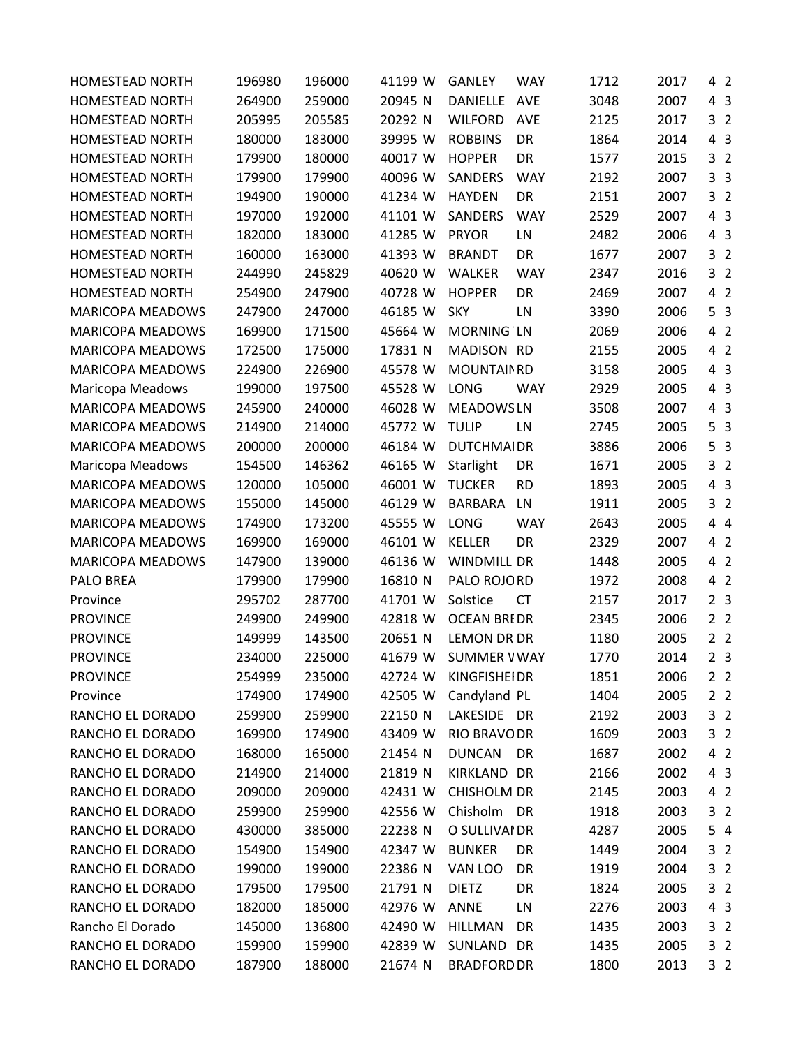| | | | | | | | | | |
|---|---|---|---|---|---|---|---|---|---|
| HOMESTEAD NORTH | 196980 | 196000 | 41199 W | GANLEY | WAY | 1712 | 2017 | 4 | 2 |
| HOMESTEAD NORTH | 264900 | 259000 | 20945 N | DANIELLE | AVE | 3048 | 2007 | 4 | 3 |
| HOMESTEAD NORTH | 205995 | 205585 | 20292 N | WILFORD | AVE | 2125 | 2017 | 3 | 2 |
| HOMESTEAD NORTH | 180000 | 183000 | 39995 W | ROBBINS | DR | 1864 | 2014 | 4 | 3 |
| HOMESTEAD NORTH | 179900 | 180000 | 40017 W | HOPPER | DR | 1577 | 2015 | 3 | 2 |
| HOMESTEAD NORTH | 179900 | 179900 | 40096 W | SANDERS | WAY | 2192 | 2007 | 3 | 3 |
| HOMESTEAD NORTH | 194900 | 190000 | 41234 W | HAYDEN | DR | 2151 | 2007 | 3 | 2 |
| HOMESTEAD NORTH | 197000 | 192000 | 41101 W | SANDERS | WAY | 2529 | 2007 | 4 | 3 |
| HOMESTEAD NORTH | 182000 | 183000 | 41285 W | PRYOR | LN | 2482 | 2006 | 4 | 3 |
| HOMESTEAD NORTH | 160000 | 163000 | 41393 W | BRANDT | DR | 1677 | 2007 | 3 | 2 |
| HOMESTEAD NORTH | 244990 | 245829 | 40620 W | WALKER | WAY | 2347 | 2016 | 3 | 2 |
| HOMESTEAD NORTH | 254900 | 247900 | 40728 W | HOPPER | DR | 2469 | 2007 | 4 | 2 |
| MARICOPA MEADOWS | 247900 | 247000 | 46185 W | SKY | LN | 3390 | 2006 | 5 | 3 |
| MARICOPA MEADOWS | 169900 | 171500 | 45664 W | MORNING | LN | 2069 | 2006 | 4 | 2 |
| MARICOPA MEADOWS | 172500 | 175000 | 17831 N | MADISON | RD | 2155 | 2005 | 4 | 2 |
| MARICOPA MEADOWS | 224900 | 226900 | 45578 W | MOUNTAIN | RD | 3158 | 2005 | 4 | 3 |
| Maricopa Meadows | 199000 | 197500 | 45528 W | LONG | WAY | 2929 | 2005 | 4 | 3 |
| MARICOPA MEADOWS | 245900 | 240000 | 46028 W | MEADOWS | LN | 3508 | 2007 | 4 | 3 |
| MARICOPA MEADOWS | 214900 | 214000 | 45772 W | TULIP | LN | 2745 | 2005 | 5 | 3 |
| MARICOPA MEADOWS | 200000 | 200000 | 46184 W | DUTCHMAI | DR | 3886 | 2006 | 5 | 3 |
| Maricopa Meadows | 154500 | 146362 | 46165 W | Starlight | DR | 1671 | 2005 | 3 | 2 |
| MARICOPA MEADOWS | 120000 | 105000 | 46001 W | TUCKER | RD | 1893 | 2005 | 4 | 3 |
| MARICOPA MEADOWS | 155000 | 145000 | 46129 W | BARBARA | LN | 1911 | 2005 | 3 | 2 |
| MARICOPA MEADOWS | 174900 | 173200 | 45555 W | LONG | WAY | 2643 | 2005 | 4 | 4 |
| MARICOPA MEADOWS | 169900 | 169000 | 46101 W | KELLER | DR | 2329 | 2007 | 4 | 2 |
| MARICOPA MEADOWS | 147900 | 139000 | 46136 W | WINDMILL | DR | 1448 | 2005 | 4 | 2 |
| PALO BREA | 179900 | 179900 | 16810 N | PALO ROJO | RD | 1972 | 2008 | 4 | 2 |
| Province | 295702 | 287700 | 41701 W | Solstice | CT | 2157 | 2017 | 2 | 3 |
| PROVINCE | 249900 | 249900 | 42818 W | OCEAN BRE | DR | 2345 | 2006 | 2 | 2 |
| PROVINCE | 149999 | 143500 | 20651 N | LEMON DR | DR | 1180 | 2005 | 2 | 2 |
| PROVINCE | 234000 | 225000 | 41679 W | SUMMER V | WAY | 1770 | 2014 | 2 | 3 |
| PROVINCE | 254999 | 235000 | 42724 W | KINGFISHEI | DR | 1851 | 2006 | 2 | 2 |
| Province | 174900 | 174900 | 42505 W | Candyland | PL | 1404 | 2005 | 2 | 2 |
| RANCHO EL DORADO | 259900 | 259900 | 22150 N | LAKESIDE | DR | 2192 | 2003 | 3 | 2 |
| RANCHO EL DORADO | 169900 | 174900 | 43409 W | RIO BRAVO | DR | 1609 | 2003 | 3 | 2 |
| RANCHO EL DORADO | 168000 | 165000 | 21454 N | DUNCAN | DR | 1687 | 2002 | 4 | 2 |
| RANCHO EL DORADO | 214900 | 214000 | 21819 N | KIRKLAND | DR | 2166 | 2002 | 4 | 3 |
| RANCHO EL DORADO | 209000 | 209000 | 42431 W | CHISHOLM | DR | 2145 | 2003 | 4 | 2 |
| RANCHO EL DORADO | 259900 | 259900 | 42556 W | Chisholm | DR | 1918 | 2003 | 3 | 2 |
| RANCHO EL DORADO | 430000 | 385000 | 22238 N | O SULLIVAI | DR | 4287 | 2005 | 5 | 4 |
| RANCHO EL DORADO | 154900 | 154900 | 42347 W | BUNKER | DR | 1449 | 2004 | 3 | 2 |
| RANCHO EL DORADO | 199000 | 199000 | 22386 N | VAN LOO | DR | 1919 | 2004 | 3 | 2 |
| RANCHO EL DORADO | 179500 | 179500 | 21791 N | DIETZ | DR | 1824 | 2005 | 3 | 2 |
| RANCHO EL DORADO | 182000 | 185000 | 42976 W | ANNE | LN | 2276 | 2003 | 4 | 3 |
| Rancho El Dorado | 145000 | 136800 | 42490 W | HILLMAN | DR | 1435 | 2003 | 3 | 2 |
| RANCHO EL DORADO | 159900 | 159900 | 42839 W | SUNLAND | DR | 1435 | 2005 | 3 | 2 |
| RANCHO EL DORADO | 187900 | 188000 | 21674 N | BRADFORD | DR | 1800 | 2013 | 3 | 2 |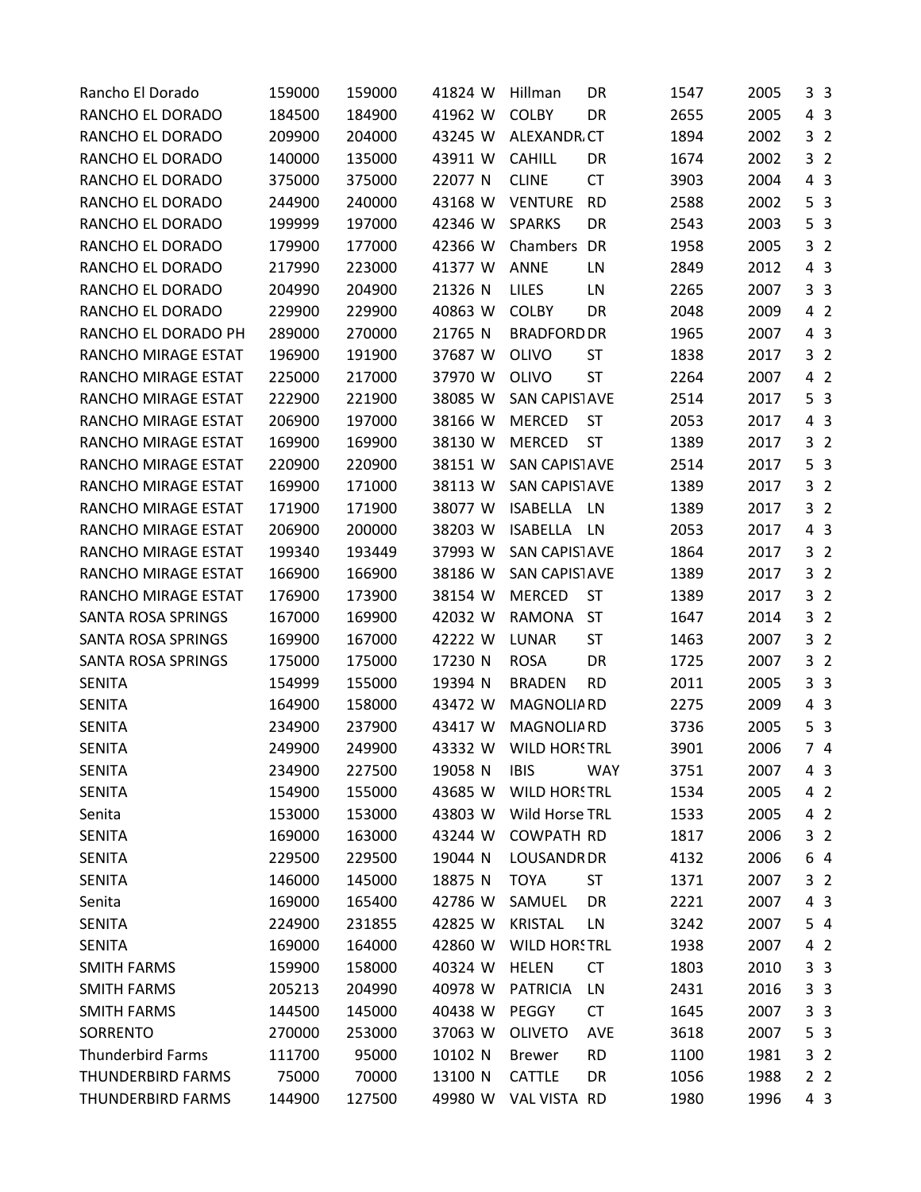| | | | | | | | | | |
|---|---|---|---|---|---|---|---|---|---|
| Rancho El Dorado | 159000 | 159000 | 41824 W | Hillman | DR | 1547 | 2005 | 3 | 3 |
| RANCHO EL DORADO | 184500 | 184900 | 41962 W | COLBY | DR | 2655 | 2005 | 4 | 3 |
| RANCHO EL DORADO | 209900 | 204000 | 43245 W | ALEXANDR. | CT | 1894 | 2002 | 3 | 2 |
| RANCHO EL DORADO | 140000 | 135000 | 43911 W | CAHILL | DR | 1674 | 2002 | 3 | 2 |
| RANCHO EL DORADO | 375000 | 375000 | 22077 N | CLINE | CT | 3903 | 2004 | 4 | 3 |
| RANCHO EL DORADO | 244900 | 240000 | 43168 W | VENTURE | RD | 2588 | 2002 | 5 | 3 |
| RANCHO EL DORADO | 199999 | 197000 | 42346 W | SPARKS | DR | 2543 | 2003 | 5 | 3 |
| RANCHO EL DORADO | 179900 | 177000 | 42366 W | Chambers | DR | 1958 | 2005 | 3 | 2 |
| RANCHO EL DORADO | 217990 | 223000 | 41377 W | ANNE | LN | 2849 | 2012 | 4 | 3 |
| RANCHO EL DORADO | 204990 | 204900 | 21326 N | LILES | LN | 2265 | 2007 | 3 | 3 |
| RANCHO EL DORADO | 229900 | 229900 | 40863 W | COLBY | DR | 2048 | 2009 | 4 | 2 |
| RANCHO EL DORADO PH | 289000 | 270000 | 21765 N | BRADFORD | DR | 1965 | 2007 | 4 | 3 |
| RANCHO MIRAGE ESTAT | 196900 | 191900 | 37687 W | OLIVO | ST | 1838 | 2017 | 3 | 2 |
| RANCHO MIRAGE ESTAT | 225000 | 217000 | 37970 W | OLIVO | ST | 2264 | 2007 | 4 | 2 |
| RANCHO MIRAGE ESTAT | 222900 | 221900 | 38085 W | SAN CAPIST | AVE | 2514 | 2017 | 5 | 3 |
| RANCHO MIRAGE ESTAT | 206900 | 197000 | 38166 W | MERCED | ST | 2053 | 2017 | 4 | 3 |
| RANCHO MIRAGE ESTAT | 169900 | 169900 | 38130 W | MERCED | ST | 1389 | 2017 | 3 | 2 |
| RANCHO MIRAGE ESTAT | 220900 | 220900 | 38151 W | SAN CAPIST | AVE | 2514 | 2017 | 5 | 3 |
| RANCHO MIRAGE ESTAT | 169900 | 171000 | 38113 W | SAN CAPIST | AVE | 1389 | 2017 | 3 | 2 |
| RANCHO MIRAGE ESTAT | 171900 | 171900 | 38077 W | ISABELLA | LN | 1389 | 2017 | 3 | 2 |
| RANCHO MIRAGE ESTAT | 206900 | 200000 | 38203 W | ISABELLA | LN | 2053 | 2017 | 4 | 3 |
| RANCHO MIRAGE ESTAT | 199340 | 193449 | 37993 W | SAN CAPIST | AVE | 1864 | 2017 | 3 | 2 |
| RANCHO MIRAGE ESTAT | 166900 | 166900 | 38186 W | SAN CAPIST | AVE | 1389 | 2017 | 3 | 2 |
| RANCHO MIRAGE ESTAT | 176900 | 173900 | 38154 W | MERCED | ST | 1389 | 2017 | 3 | 2 |
| SANTA ROSA SPRINGS | 167000 | 169900 | 42032 W | RAMONA | ST | 1647 | 2014 | 3 | 2 |
| SANTA ROSA SPRINGS | 169900 | 167000 | 42222 W | LUNAR | ST | 1463 | 2007 | 3 | 2 |
| SANTA ROSA SPRINGS | 175000 | 175000 | 17230 N | ROSA | DR | 1725 | 2007 | 3 | 2 |
| SENITA | 154999 | 155000 | 19394 N | BRADEN | RD | 2011 | 2005 | 3 | 3 |
| SENITA | 164900 | 158000 | 43472 W | MAGNOLIA | RD | 2275 | 2009 | 4 | 3 |
| SENITA | 234900 | 237900 | 43417 W | MAGNOLIA | RD | 3736 | 2005 | 5 | 3 |
| SENITA | 249900 | 249900 | 43332 W | WILD HORS | TRL | 3901 | 2006 | 7 | 4 |
| SENITA | 234900 | 227500 | 19058 N | IBIS | WAY | 3751 | 2007 | 4 | 3 |
| SENITA | 154900 | 155000 | 43685 W | WILD HORS | TRL | 1534 | 2005 | 4 | 2 |
| Senita | 153000 | 153000 | 43803 W | Wild Horse | TRL | 1533 | 2005 | 4 | 2 |
| SENITA | 169000 | 163000 | 43244 W | COWPATH | RD | 1817 | 2006 | 3 | 2 |
| SENITA | 229500 | 229500 | 19044 N | LOUSANDR | DR | 4132 | 2006 | 6 | 4 |
| SENITA | 146000 | 145000 | 18875 N | TOYA | ST | 1371 | 2007 | 3 | 2 |
| Senita | 169000 | 165400 | 42786 W | SAMUEL | DR | 2221 | 2007 | 4 | 3 |
| SENITA | 224900 | 231855 | 42825 W | KRISTAL | LN | 3242 | 2007 | 5 | 4 |
| SENITA | 169000 | 164000 | 42860 W | WILD HORS | TRL | 1938 | 2007 | 4 | 2 |
| SMITH FARMS | 159900 | 158000 | 40324 W | HELEN | CT | 1803 | 2010 | 3 | 3 |
| SMITH FARMS | 205213 | 204990 | 40978 W | PATRICIA | LN | 2431 | 2016 | 3 | 3 |
| SMITH FARMS | 144500 | 145000 | 40438 W | PEGGY | CT | 1645 | 2007 | 3 | 3 |
| SORRENTO | 270000 | 253000 | 37063 W | OLIVETO | AVE | 3618 | 2007 | 5 | 3 |
| Thunderbird Farms | 111700 | 95000 | 10102 N | Brewer | RD | 1100 | 1981 | 3 | 2 |
| THUNDERBIRD FARMS | 75000 | 70000 | 13100 N | CATTLE | DR | 1056 | 1988 | 2 | 2 |
| THUNDERBIRD FARMS | 144900 | 127500 | 49980 W | VAL VISTA | RD | 1980 | 1996 | 4 | 3 |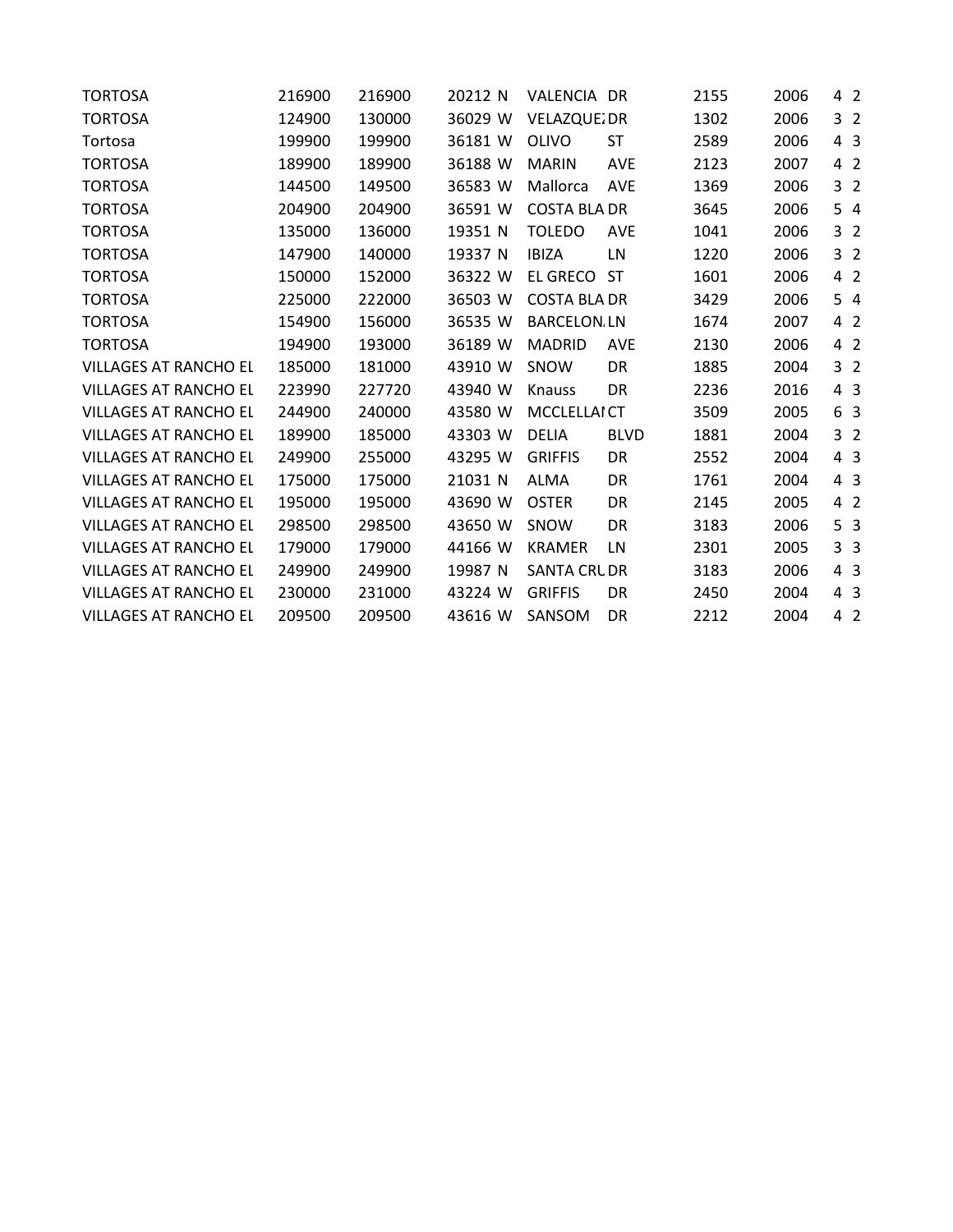| | | | | | | | | | | |
|---|---|---|---|---|---|---|---|---|---|---|
| TORTOSA | 216900 | 216900 | 20212 | N | VALENCIA | DR | 2155 | 2006 | 4 | 2 |
| TORTOSA | 124900 | 130000 | 36029 | W | VELAZQUEZ | DR | 1302 | 2006 | 3 | 2 |
| Tortosa | 199900 | 199900 | 36181 | W | OLIVO | ST | 2589 | 2006 | 4 | 3 |
| TORTOSA | 189900 | 189900 | 36188 | W | MARIN | AVE | 2123 | 2007 | 4 | 2 |
| TORTOSA | 144500 | 149500 | 36583 | W | Mallorca | AVE | 1369 | 2006 | 3 | 2 |
| TORTOSA | 204900 | 204900 | 36591 | W | COSTA BLA | DR | 3645 | 2006 | 5 | 4 |
| TORTOSA | 135000 | 136000 | 19351 | N | TOLEDO | AVE | 1041 | 2006 | 3 | 2 |
| TORTOSA | 147900 | 140000 | 19337 | N | IBIZA | LN | 1220 | 2006 | 3 | 2 |
| TORTOSA | 150000 | 152000 | 36322 | W | EL GRECO | ST | 1601 | 2006 | 4 | 2 |
| TORTOSA | 225000 | 222000 | 36503 | W | COSTA BLA | DR | 3429 | 2006 | 5 | 4 |
| TORTOSA | 154900 | 156000 | 36535 | W | BARCELON | LN | 1674 | 2007 | 4 | 2 |
| TORTOSA | 194900 | 193000 | 36189 | W | MADRID | AVE | 2130 | 2006 | 4 | 2 |
| VILLAGES AT RANCHO EL | 185000 | 181000 | 43910 | W | SNOW | DR | 1885 | 2004 | 3 | 2 |
| VILLAGES AT RANCHO EL | 223990 | 227720 | 43940 | W | Knauss | DR | 2236 | 2016 | 4 | 3 |
| VILLAGES AT RANCHO EL | 244900 | 240000 | 43580 | W | MCCLELLAN | CT | 3509 | 2005 | 6 | 3 |
| VILLAGES AT RANCHO EL | 189900 | 185000 | 43303 | W | DELIA | BLVD | 1881 | 2004 | 3 | 2 |
| VILLAGES AT RANCHO EL | 249900 | 255000 | 43295 | W | GRIFFIS | DR | 2552 | 2004 | 4 | 3 |
| VILLAGES AT RANCHO EL | 175000 | 175000 | 21031 | N | ALMA | DR | 1761 | 2004 | 4 | 3 |
| VILLAGES AT RANCHO EL | 195000 | 195000 | 43690 | W | OSTER | DR | 2145 | 2005 | 4 | 2 |
| VILLAGES AT RANCHO EL | 298500 | 298500 | 43650 | W | SNOW | DR | 3183 | 2006 | 5 | 3 |
| VILLAGES AT RANCHO EL | 179000 | 179000 | 44166 | W | KRAMER | LN | 2301 | 2005 | 3 | 3 |
| VILLAGES AT RANCHO EL | 249900 | 249900 | 19987 | N | SANTA CRU | DR | 3183 | 2006 | 4 | 3 |
| VILLAGES AT RANCHO EL | 230000 | 231000 | 43224 | W | GRIFFIS | DR | 2450 | 2004 | 4 | 3 |
| VILLAGES AT RANCHO EL | 209500 | 209500 | 43616 | W | SANSOM | DR | 2212 | 2004 | 4 | 2 |